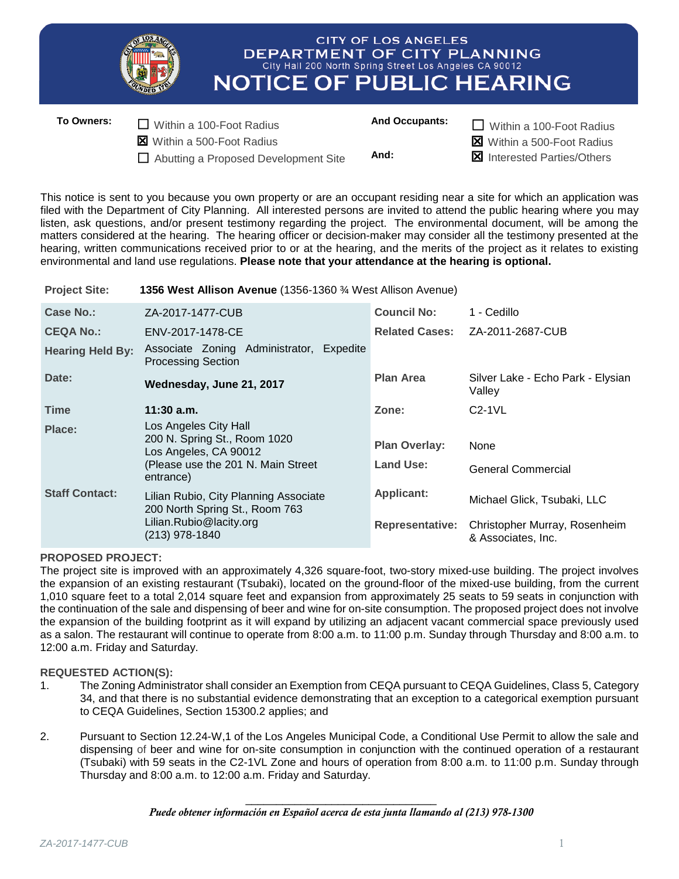CITY OF LOS ANGELES
DEPARTMENT OF CITY PLANNING
City Hall 200 North Spring Street Los Angeles CA 90012

# NOTICE OF PUBLIC HEARING

| To Owners: | | And Occupants: | |
|---|---|---|---|
| | ☐ Within a 100-Foot Radius | | ☐ Within a 100-Foot Radius |
| | ☒ Within a 500-Foot Radius | | ☒ Within a 500-Foot Radius |
| | ☐ Abutting a Proposed Development Site | And: | ☒ Interested Parties/Others |

This notice is sent to you because you own property or are an occupant residing near a site for which an application was filed with the Department of City Planning. All interested persons are invited to attend the public hearing where you may listen, ask questions, and/or present testimony regarding the project. The environmental document, will be among the matters considered at the hearing. The hearing officer or decision-maker may consider all the testimony presented at the hearing, written communications received prior to or at the hearing, and the merits of the project as it relates to existing environmental and land use regulations. **Please note that your attendance at the hearing is optional.**

**Project Site:** **1356 West Allison Avenue** (1356-1360 ¾ West Allison Avenue)

| | | | |
|---|---|---|---|
| **Case No.:** | ZA-2017-1477-CUB | **Council No:** | 1 - Cedillo |
| **CEQA No.:** | ENV-2017-1478-CE | **Related Cases:** | ZA-2011-2687-CUB |
| **Hearing Held By:** | Associate Zoning Administrator, Expedite Processing Section | | |
| **Date:** | **Wednesday, June 21, 2017** | **Plan Area** | Silver Lake - Echo Park - Elysian Valley |
| **Time** | **11:30 a.m.** | **Zone:** | C2-1VL |
| **Place:** | Los Angeles City Hall<br>200 N. Spring St., Room 1020<br>Los Angeles, CA 90012<br>(Please use the 201 N. Main Street entrance) | **Plan Overlay:**<br>**Land Use:** | None<br>General Commercial |
| **Staff Contact:** | Lilian Rubio, City Planning Associate<br>200 North Spring St., Room 763<br>Lilian.Rubio@lacity.org<br>(213) 978-1840 | **Applicant:**<br>**Representative:** | Michael Glick, Tsubaki, LLC<br>Christopher Murray, Rosenheim & Associates, Inc. |

**PROPOSED PROJECT:**
The project site is improved with an approximately 4,326 square-foot, two-story mixed-use building. The project involves the expansion of an existing restaurant (Tsubaki), located on the ground-floor of the mixed-use building, from the current 1,010 square feet to a total 2,014 square feet and expansion from approximately 25 seats to 59 seats in conjunction with the continuation of the sale and dispensing of beer and wine for on-site consumption. The proposed project does not involve the expansion of the building footprint as it will expand by utilizing an adjacent vacant commercial space previously used as a salon. The restaurant will continue to operate from 8:00 a.m. to 11:00 p.m. Sunday through Thursday and 8:00 a.m. to 12:00 a.m. Friday and Saturday.

**REQUESTED ACTION(S):**

1. The Zoning Administrator shall consider an Exemption from CEQA pursuant to CEQA Guidelines, Class 5, Category 34, and that there is no substantial evidence demonstrating that an exception to a categorical exemption pursuant to CEQA Guidelines, Section 15300.2 applies; and

2. Pursuant to Section 12.24-W,1 of the Los Angeles Municipal Code, a Conditional Use Permit to allow the sale and dispensing of beer and wine for on-site consumption in conjunction with the continued operation of a restaurant (Tsubaki) with 59 seats in the C2-1VL Zone and hours of operation from 8:00 a.m. to 11:00 p.m. Sunday through Thursday and 8:00 a.m. to 12:00 a.m. Friday and Saturday.

*Puede obtener información en Español acerca de esta junta llamando al (213) 978-1300*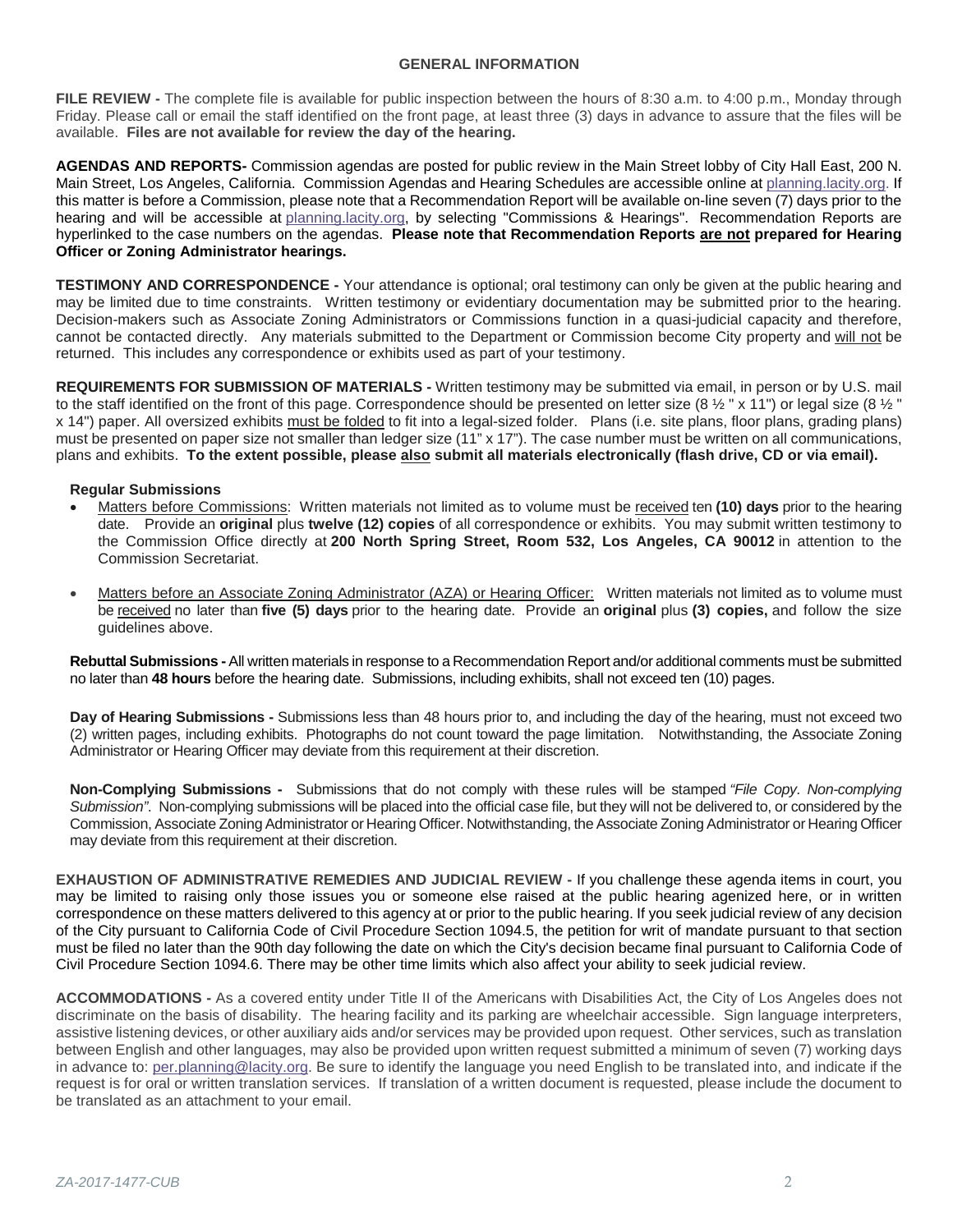## GENERAL INFORMATION

**FILE REVIEW -** The complete file is available for public inspection between the hours of 8:30 a.m. to 4:00 p.m., Monday through Friday. Please call or email the staff identified on the front page, at least three (3) days in advance to assure that the files will be available. **Files are not available for review the day of the hearing.**

**AGENDAS AND REPORTS-** Commission agendas are posted for public review in the Main Street lobby of City Hall East, 200 N. Main Street, Los Angeles, California. Commission Agendas and Hearing Schedules are accessible online at planning.lacity.org. If this matter is before a Commission, please note that a Recommendation Report will be available on-line seven (7) days prior to the hearing and will be accessible at planning.lacity.org, by selecting "Commissions & Hearings". Recommendation Reports are hyperlinked to the case numbers on the agendas. **Please note that Recommendation Reports are not prepared for Hearing Officer or Zoning Administrator hearings.**

**TESTIMONY AND CORRESPONDENCE -** Your attendance is optional; oral testimony can only be given at the public hearing and may be limited due to time constraints. Written testimony or evidentiary documentation may be submitted prior to the hearing. Decision-makers such as Associate Zoning Administrators or Commissions function in a quasi-judicial capacity and therefore, cannot be contacted directly. Any materials submitted to the Department or Commission become City property and will not be returned. This includes any correspondence or exhibits used as part of your testimony.

**REQUIREMENTS FOR SUBMISSION OF MATERIALS -** Written testimony may be submitted via email, in person or by U.S. mail to the staff identified on the front of this page. Correspondence should be presented on letter size (8 ½ " x 11") or legal size (8 ½ " x 14") paper. All oversized exhibits must be folded to fit into a legal-sized folder. Plans (i.e. site plans, floor plans, grading plans) must be presented on paper size not smaller than ledger size (11" x 17"). The case number must be written on all communications, plans and exhibits. **To the extent possible, please also submit all materials electronically (flash drive, CD or via email).**

**Regular Submissions**

- Matters before Commissions: Written materials not limited as to volume must be received ten **(10) days** prior to the hearing date. Provide an **original** plus **twelve (12) copies** of all correspondence or exhibits. You may submit written testimony to the Commission Office directly at **200 North Spring Street, Room 532, Los Angeles, CA 90012** in attention to the Commission Secretariat.

- Matters before an Associate Zoning Administrator (AZA) or Hearing Officer: Written materials not limited as to volume must be received no later than **five (5) days** prior to the hearing date. Provide an **original** plus **(3) copies,** and follow the size guidelines above.

**Rebuttal Submissions -** All written materials in response to a Recommendation Report and/or additional comments must be submitted no later than **48 hours** before the hearing date. Submissions, including exhibits, shall not exceed ten (10) pages.

**Day of Hearing Submissions -** Submissions less than 48 hours prior to, and including the day of the hearing, must not exceed two (2) written pages, including exhibits. Photographs do not count toward the page limitation. Notwithstanding, the Associate Zoning Administrator or Hearing Officer may deviate from this requirement at their discretion.

**Non-Complying Submissions -** Submissions that do not comply with these rules will be stamped *"File Copy. Non-complying Submission"*. Non-complying submissions will be placed into the official case file, but they will not be delivered to, or considered by the Commission, Associate Zoning Administrator or Hearing Officer. Notwithstanding, the Associate Zoning Administrator or Hearing Officer may deviate from this requirement at their discretion.

**EXHAUSTION OF ADMINISTRATIVE REMEDIES AND JUDICIAL REVIEW -** If you challenge these agenda items in court, you may be limited to raising only those issues you or someone else raised at the public hearing agenized here, or in written correspondence on these matters delivered to this agency at or prior to the public hearing. If you seek judicial review of any decision of the City pursuant to California Code of Civil Procedure Section 1094.5, the petition for writ of mandate pursuant to that section must be filed no later than the 90th day following the date on which the City's decision became final pursuant to California Code of Civil Procedure Section 1094.6. There may be other time limits which also affect your ability to seek judicial review.

**ACCOMMODATIONS -** As a covered entity under Title II of the Americans with Disabilities Act, the City of Los Angeles does not discriminate on the basis of disability. The hearing facility and its parking are wheelchair accessible. Sign language interpreters, assistive listening devices, or other auxiliary aids and/or services may be provided upon request. Other services, such as translation between English and other languages, may also be provided upon written request submitted a minimum of seven (7) working days in advance to: per.planning@lacity.org. Be sure to identify the language you need English to be translated into, and indicate if the request is for oral or written translation services. If translation of a written document is requested, please include the document to be translated as an attachment to your email.